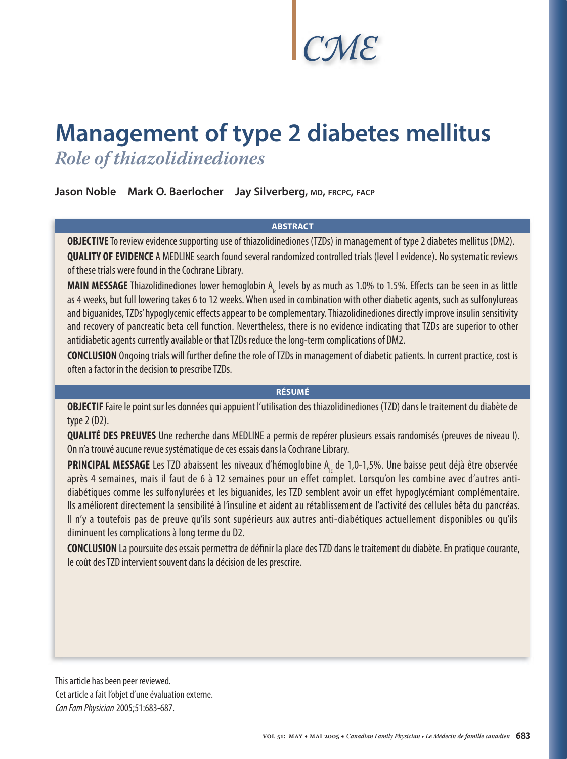CME

# Management of type 2 diabetes mellitus

## *Role of thiazolidinediones*

**Jason Noble   Mark O. Baerlocher   Jay Silverberg, MD, FRCPC, FACP**

### ABSTRACT

**OBJECTIVE** To review evidence supporting use of thiazolidinediones (TZDs) in management of type 2 diabetes mellitus (DM2).

**QUALITY OF EVIDENCE** A MEDLINE search found several randomized controlled trials (level I evidence). No systematic reviews of these trials were found in the Cochrane Library.

**MAIN MESSAGE** Thiazolidinediones lower hemoglobin $A_{1c}$ levels by as much as 1.0% to 1.5%. Effects can be seen in as little as 4 weeks, but full lowering takes 6 to 12 weeks. When used in combination with other diabetic agents, such as sulfonylureas and biguanides, TZDs' hypoglycemic effects appear to be complementary. Thiazolidinediones directly improve insulin sensitivity and recovery of pancreatic beta cell function. Nevertheless, there is no evidence indicating that TZDs are superior to other antidiabetic agents currently available or that TZDs reduce the long-term complications of DM2.

**CONCLUSION** Ongoing trials will further define the role of TZDs in management of diabetic patients. In current practice, cost is often a factor in the decision to prescribe TZDs.

### RÉSUMÉ

**OBJECTIF** Faire le point sur les données qui appuient l'utilisation des thiazolidinediones (TZD) dans le traitement du diabète de type 2 (D2).

**QUALITÉ DES PREUVES** Une recherche dans MEDLINE a permis de repérer plusieurs essais randomisés (preuves de niveau I). On n'a trouvé aucune revue systématique de ces essais dans la Cochrane Library.

**PRINCIPAL MESSAGE** Les TZD abaissent les niveaux d'hémoglobine $A_{1c}$ de 1,0-1,5%. Une baisse peut déjà être observée après 4 semaines, mais il faut de 6 à 12 semaines pour un effet complet. Lorsqu'on les combine avec d'autres anti-diabétiques comme les sulfonylurées et les biguanides, les TZD semblent avoir un effet hypoglycémiant complémentaire. Ils améliorent directement la sensibilité à l'insuline et aident au rétablissement de l'activité des cellules bêta du pancréas. Il n'y a toutefois pas de preuve qu'ils sont supérieurs aux autres anti-diabétiques actuellement disponibles ou qu'ils diminuent les complications à long terme du D2.

**CONCLUSION** La poursuite des essais permettra de définir la place des TZD dans le traitement du diabète. En pratique courante, le coût des TZD intervient souvent dans la décision de les prescrire.

This article has been peer reviewed.
Cet article a fait l'objet d'une évaluation externe.
*Can Fam Physician* 2005;51:683-687.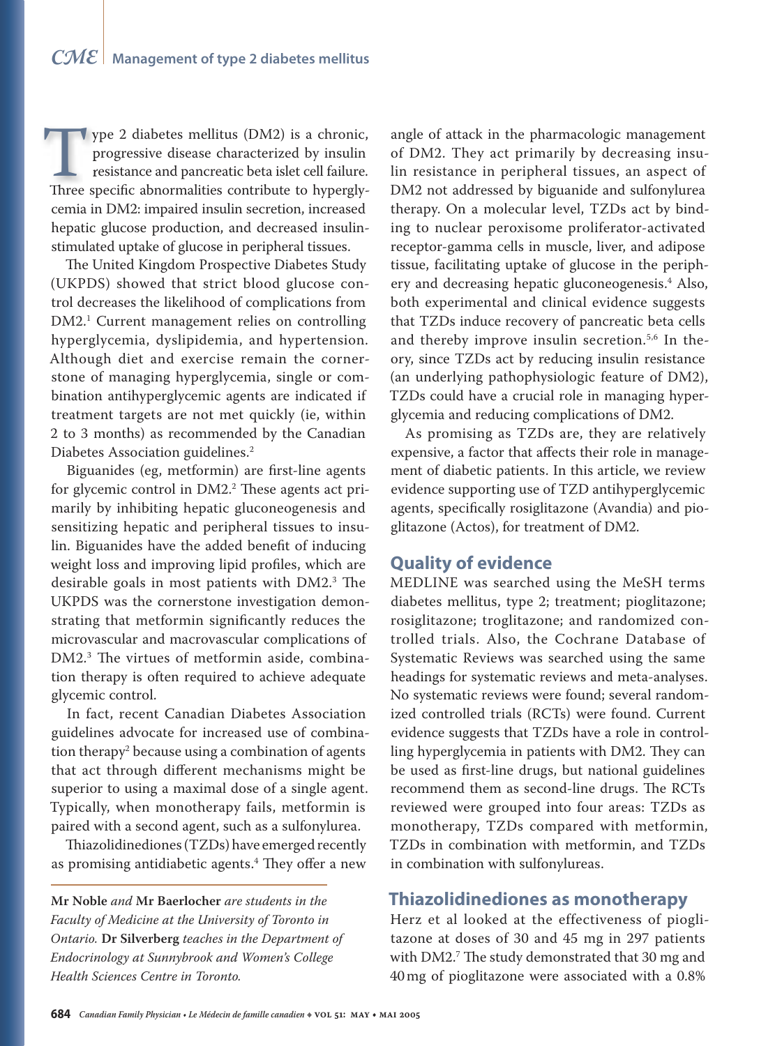Type 2 diabetes mellitus (DM2) is a chronic, progressive disease characterized by insulin resistance and pancreatic beta islet cell failure. Three specific abnormalities contribute to hyperglycemia in DM2: impaired insulin secretion, increased hepatic glucose production, and decreased insulin-stimulated uptake of glucose in peripheral tissues.

The United Kingdom Prospective Diabetes Study (UKPDS) showed that strict blood glucose control decreases the likelihood of complications from DM2.[1] Current management relies on controlling hyperglycemia, dyslipidemia, and hypertension. Although diet and exercise remain the cornerstone of managing hyperglycemia, single or combination antihyperglycemic agents are indicated if treatment targets are not met quickly (ie, within 2 to 3 months) as recommended by the Canadian Diabetes Association guidelines.[2]

Biguanides (eg, metformin) are first-line agents for glycemic control in DM2.[2] These agents act primarily by inhibiting hepatic gluconeogenesis and sensitizing hepatic and peripheral tissues to insulin. Biguanides have the added benefit of inducing weight loss and improving lipid profiles, which are desirable goals in most patients with DM2.[3] The UKPDS was the cornerstone investigation demonstrating that metformin significantly reduces the microvascular and macrovascular complications of DM2.[3] The virtues of metformin aside, combination therapy is often required to achieve adequate glycemic control.

In fact, recent Canadian Diabetes Association guidelines advocate for increased use of combination therapy[2] because using a combination of agents that act through different mechanisms might be superior to using a maximal dose of a single agent. Typically, when monotherapy fails, metformin is paired with a second agent, such as a sulfonylurea.

Thiazolidinediones (TZDs) have emerged recently as promising antidiabetic agents.[4] They offer a new angle of attack in the pharmacologic management of DM2. They act primarily by decreasing insulin resistance in peripheral tissues, an aspect of DM2 not addressed by biguanide and sulfonylurea therapy. On a molecular level, TZDs act by binding to nuclear peroxisome proliferator-activated receptor-gamma cells in muscle, liver, and adipose tissue, facilitating uptake of glucose in the periphery and decreasing hepatic gluconeogenesis.[4] Also, both experimental and clinical evidence suggests that TZDs induce recovery of pancreatic beta cells and thereby improve insulin secretion.[5,6] In theory, since TZDs act by reducing insulin resistance (an underlying pathophysiologic feature of DM2), TZDs could have a crucial role in managing hyperglycemia and reducing complications of DM2.

As promising as TZDs are, they are relatively expensive, a factor that affects their role in management of diabetic patients. In this article, we review evidence supporting use of TZD antihyperglycemic agents, specifically rosiglitazone (Avandia) and pioglitazone (Actos), for treatment of DM2.

*Mr Noble and Mr Baerlocher are students in the Faculty of Medicine at the University of Toronto in Ontario.* **Dr Silverberg** *teaches in the Department of Endocrinology at Sunnybrook and Women's College Health Sciences Centre in Toronto.*

## Quality of evidence

MEDLINE was searched using the MeSH terms diabetes mellitus, type 2; treatment; pioglitazone; rosiglitazone; troglitazone; and randomized controlled trials. Also, the Cochrane Database of Systematic Reviews was searched using the same headings for systematic reviews and meta-analyses. No systematic reviews were found; several randomized controlled trials (RCTs) were found. Current evidence suggests that TZDs have a role in controlling hyperglycemia in patients with DM2. They can be used as first-line drugs, but national guidelines recommend them as second-line drugs. The RCTs reviewed were grouped into four areas: TZDs as monotherapy, TZDs compared with metformin, TZDs in combination with metformin, and TZDs in combination with sulfonylureas.

## Thiazolidinediones as monotherapy

Herz et al looked at the effectiveness of pioglitazone at doses of 30 and 45 mg in 297 patients with DM2.[7] The study demonstrated that 30 mg and 40 mg of pioglitazone were associated with a 0.8%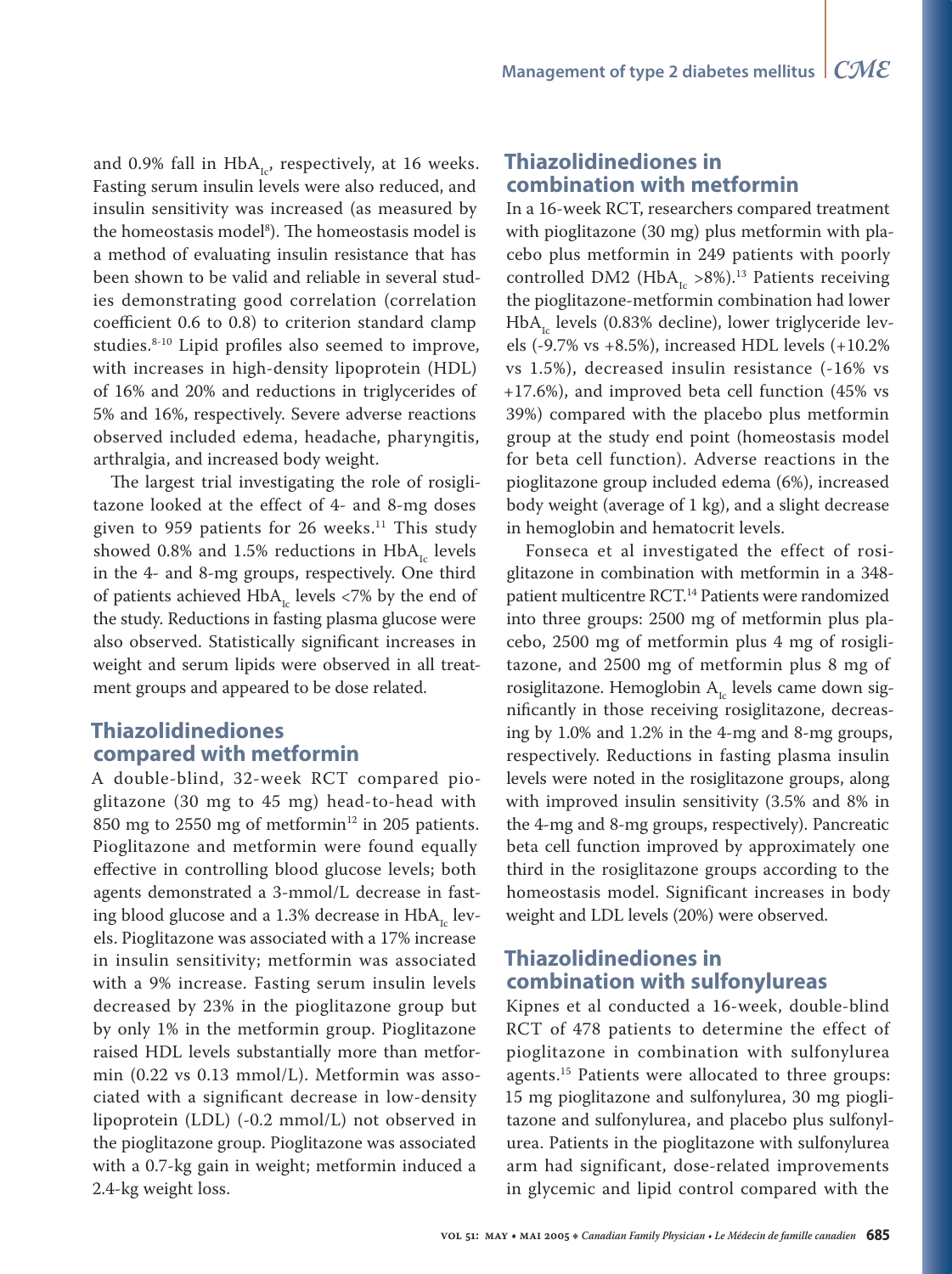and 0.9% fall in $HbA_{1c}$, respectively, at 16 weeks. Fasting serum insulin levels were also reduced, and insulin sensitivity was increased (as measured by the homeostasis model[8]). The homeostasis model is a method of evaluating insulin resistance that has been shown to be valid and reliable in several studies demonstrating good correlation (correlation coefficient 0.6 to 0.8) to criterion standard clamp studies.[8-10] Lipid profiles also seemed to improve, with increases in high-density lipoprotein (HDL) of 16% and 20% and reductions in triglycerides of 5% and 16%, respectively. Severe adverse reactions observed included edema, headache, pharyngitis, arthralgia, and increased body weight.

The largest trial investigating the role of rosiglitazone looked at the effect of 4- and 8-mg doses given to 959 patients for 26 weeks.[11] This study showed 0.8% and 1.5% reductions in $HbA_{1c}$ levels in the 4- and 8-mg groups, respectively. One third of patients achieved $HbA_{1c}$ levels <7% by the end of the study. Reductions in fasting plasma glucose were also observed. Statistically significant increases in weight and serum lipids were observed in all treatment groups and appeared to be dose related.

## Thiazolidinediones compared with metformin

A double-blind, 32-week RCT compared pioglitazone (30 mg to 45 mg) head-to-head with 850 mg to 2550 mg of metformin[12] in 205 patients. Pioglitazone and metformin were found equally effective in controlling blood glucose levels; both agents demonstrated a 3-mmol/L decrease in fasting blood glucose and a 1.3% decrease in $HbA_{1c}$ levels. Pioglitazone was associated with a 17% increase in insulin sensitivity; metformin was associated with a 9% increase. Fasting serum insulin levels decreased by 23% in the pioglitazone group but by only 1% in the metformin group. Pioglitazone raised HDL levels substantially more than metformin (0.22 vs 0.13 mmol/L). Metformin was associated with a significant decrease in low-density lipoprotein (LDL) (-0.2 mmol/L) not observed in the pioglitazone group. Pioglitazone was associated with a 0.7-kg gain in weight; metformin induced a 2.4-kg weight loss.

## Thiazolidinediones in combination with metformin

In a 16-week RCT, researchers compared treatment with pioglitazone (30 mg) plus metformin with placebo plus metformin in 249 patients with poorly controlled DM2 ($HbA_{1c}$ >8%).[13] Patients receiving the pioglitazone-metformin combination had lower $HbA_{1c}$ levels (0.83% decline), lower triglyceride levels (-9.7% vs +8.5%), increased HDL levels (+10.2% vs 1.5%), decreased insulin resistance (-16% vs +17.6%), and improved beta cell function (45% vs 39%) compared with the placebo plus metformin group at the study end point (homeostasis model for beta cell function). Adverse reactions in the pioglitazone group included edema (6%), increased body weight (average of 1 kg), and a slight decrease in hemoglobin and hematocrit levels.

Fonseca et al investigated the effect of rosiglitazone in combination with metformin in a 348-patient multicentre RCT.[14] Patients were randomized into three groups: 2500 mg of metformin plus placebo, 2500 mg of metformin plus 4 mg of rosiglitazone, and 2500 mg of metformin plus 8 mg of rosiglitazone. Hemoglobin $A_{1c}$ levels came down significantly in those receiving rosiglitazone, decreasing by 1.0% and 1.2% in the 4-mg and 8-mg groups, respectively. Reductions in fasting plasma insulin levels were noted in the rosiglitazone groups, along with improved insulin sensitivity (3.5% and 8% in the 4-mg and 8-mg groups, respectively). Pancreatic beta cell function improved by approximately one third in the rosiglitazone groups according to the homeostasis model. Significant increases in body weight and LDL levels (20%) were observed.

## Thiazolidinediones in combination with sulfonylureas

Kipnes et al conducted a 16-week, double-blind RCT of 478 patients to determine the effect of pioglitazone in combination with sulfonylurea agents.[15] Patients were allocated to three groups: 15 mg pioglitazone and sulfonylurea, 30 mg pioglitazone and sulfonylurea, and placebo plus sulfonylurea. Patients in the pioglitazone with sulfonylurea arm had significant, dose-related improvements in glycemic and lipid control compared with the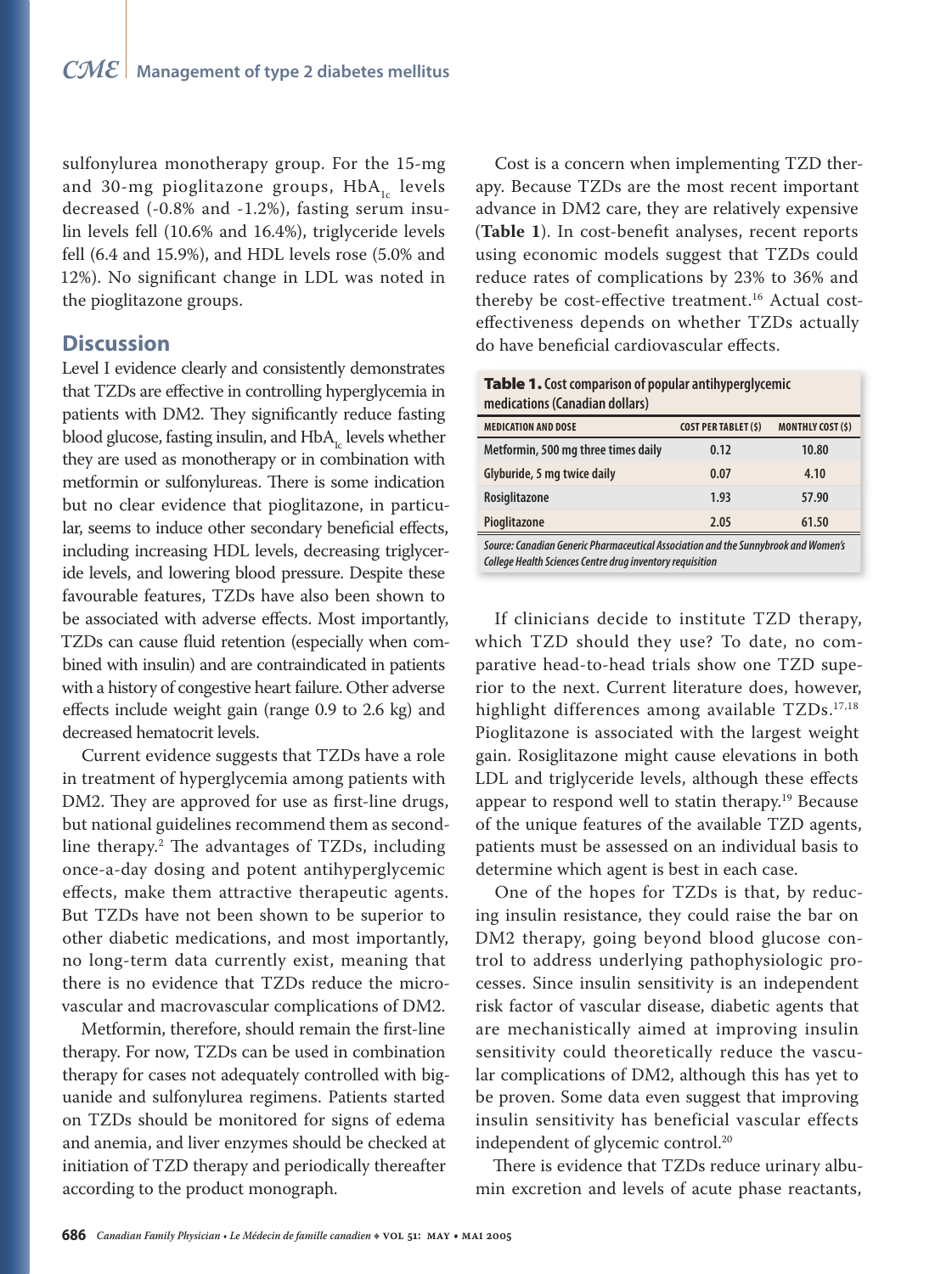sulfonylurea monotherapy group. For the 15-mg and 30-mg pioglitazone groups, $HbA_{1c}$ levels decreased (-0.8% and -1.2%), fasting serum insulin levels fell (10.6% and 16.4%), triglyceride levels fell (6.4 and 15.9%), and HDL levels rose (5.0% and 12%). No significant change in LDL was noted in the pioglitazone groups.

## Discussion

Level I evidence clearly and consistently demonstrates that TZDs are effective in controlling hyperglycemia in patients with DM2. They significantly reduce fasting blood glucose, fasting insulin, and $HbA_{1c}$ levels whether they are used as monotherapy or in combination with metformin or sulfonylureas. There is some indication but no clear evidence that pioglitazone, in particular, seems to induce other secondary beneficial effects, including increasing HDL levels, decreasing triglyceride levels, and lowering blood pressure. Despite these favourable features, TZDs have also been shown to be associated with adverse effects. Most importantly, TZDs can cause fluid retention (especially when combined with insulin) and are contraindicated in patients with a history of congestive heart failure. Other adverse effects include weight gain (range 0.9 to 2.6 kg) and decreased hematocrit levels.

Current evidence suggests that TZDs have a role in treatment of hyperglycemia among patients with DM2. They are approved for use as first-line drugs, but national guidelines recommend them as second-line therapy.[2] The advantages of TZDs, including once-a-day dosing and potent antihyperglycemic effects, make them attractive therapeutic agents. But TZDs have not been shown to be superior to other diabetic medications, and most importantly, no long-term data currently exist, meaning that there is no evidence that TZDs reduce the microvascular and macrovascular complications of DM2.

Metformin, therefore, should remain the first-line therapy. For now, TZDs can be used in combination therapy for cases not adequately controlled with biguanide and sulfonylurea regimens. Patients started on TZDs should be monitored for signs of edema and anemia, and liver enzymes should be checked at initiation of TZD therapy and periodically thereafter according to the product monograph.

Cost is a concern when implementing TZD therapy. Because TZDs are the most recent important advance in DM2 care, they are relatively expensive (**Table 1**). In cost-benefit analyses, recent reports using economic models suggest that TZDs could reduce rates of complications by 23% to 36% and thereby be cost-effective treatment.[16] Actual cost-effectiveness depends on whether TZDs actually do have beneficial cardiovascular effects.

**Table 1.** Cost comparison of popular antihyperglycemic medications (Canadian dollars)

| MEDICATION AND DOSE | COST PER TABLET ($) | MONTHLY COST ($) |
|---|---|---|
| Metformin, 500 mg three times daily | 0.12 | 10.80 |
| Glyburide, 5 mg twice daily | 0.07 | 4.10 |
| Rosiglitazone | 1.93 | 57.90 |
| Pioglitazone | 2.05 | 61.50 |

*Source: Canadian Generic Pharmaceutical Association and the Sunnybrook and Women's College Health Sciences Centre drug inventory requisition*

If clinicians decide to institute TZD therapy, which TZD should they use? To date, no comparative head-to-head trials show one TZD superior to the next. Current literature does, however, highlight differences among available TZDs.[17,18] Pioglitazone is associated with the largest weight gain. Rosiglitazone might cause elevations in both LDL and triglyceride levels, although these effects appear to respond well to statin therapy.[19] Because of the unique features of the available TZD agents, patients must be assessed on an individual basis to determine which agent is best in each case.

One of the hopes for TZDs is that, by reducing insulin resistance, they could raise the bar on DM2 therapy, going beyond blood glucose control to address underlying pathophysiologic processes. Since insulin sensitivity is an independent risk factor of vascular disease, diabetic agents that are mechanistically aimed at improving insulin sensitivity could theoretically reduce the vascular complications of DM2, although this has yet to be proven. Some data even suggest that improving insulin sensitivity has beneficial vascular effects independent of glycemic control.[20]

There is evidence that TZDs reduce urinary albumin excretion and levels of acute phase reactants,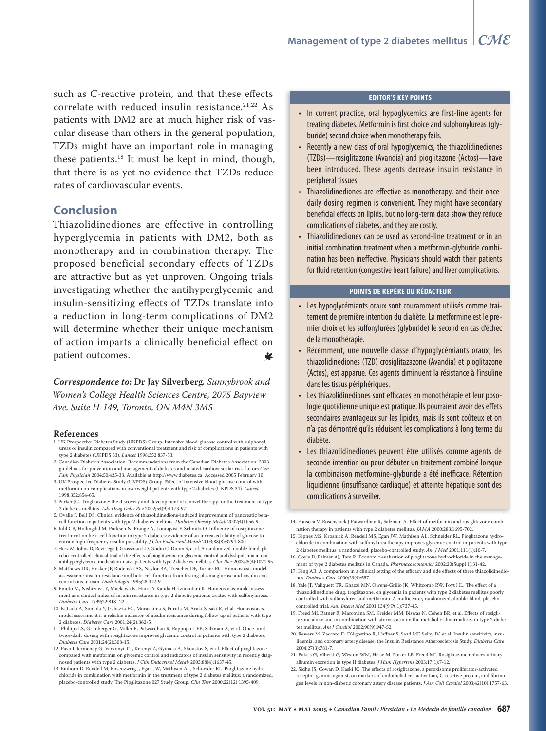such as C-reactive protein, and that these effects correlate with reduced insulin resistance.[21,22] As patients with DM2 are at much higher risk of vascular disease than others in the general population, TZDs might have an important role in managing these patients.[18] It must be kept in mind, though, that there is as yet no evidence that TZDs reduce rates of cardiovascular events.

## Conclusion

Thiazolidinediones are effective in controlling hyperglycemia in patients with DM2, both as monotherapy and in combination therapy. The proposed beneficial secondary effects of TZDs are attractive but as yet unproven. Ongoing trials investigating whether the antihyperglycemic and insulin-sensitizing effects of TZDs translate into a reduction in long-term complications of DM2 will determine whether their unique mechanism of action imparts a clinically beneficial effect on patient outcomes.

***Correspondence to*: Dr Jay Silverberg**, *Sunnybrook and Women's College Health Sciences Centre, 2075 Bayview Ave, Suite H-149, Toronto, ON M4N 3M5*

### EDITOR'S KEY POINTS

- In current practice, oral hypoglycemics are first-line agents for treating diabetes. Metformin is first choice and sulphonylureas (glyburide) second choice when monotherapy fails.
- Recently a new class of oral hypoglycemics, the thiazolidinediones (TZDs)—rosiglitazone (Avandia) and pioglitazone (Actos)—have been introduced. These agents decrease insulin resistance in peripheral tissues.
- Thiazolidinediones are effective as monotherapy, and their once-daily dosing regimen is convenient. They might have secondary beneficial effects on lipids, but no long-term data show they reduce complications of diabetes, and they are costly.
- Thiazolidinediones can be used as second-line treatment or in an initial combination treatment when a metformin-glyburide combination has been ineffective. Physicians should watch their patients for fluid retention (congestive heart failure) and liver complications.

### POINTS DE REPÈRE DU RÉDACTEUR

- Les hypoglycémiants oraux sont couramment utilisés comme traitement de première intention du diabète. La metformine est le premier choix et les sulfonylurées (glyburide) le second en cas d'échec de la monothérapie.
- Récemment, une nouvelle classe d'hypoglycémiants oraux, les thiazolidinediones (TZD) crosiglitazazone (Avandia) et pioglitazone (Actos), est apparue. Ces agents diminuent la résistance à l'insuline dans les tissus périphériques.
- Les thiazolidinediones sont efficaces en monothérapie et leur posologie quotidienne unique est pratique. Ils pourraient avoir des effets secondaires avantageux sur les lipides, mais ils sont coûteux et on n'a pas démontré qu'ils réduisent les complications à long terme du diabète.
- Les thiazolidinediones peuvent être utilisés comme agents de seconde intention ou pour débuter un traitement combiné lorsque la combinaison metformine-glyburide a été inefficace. Rétention liquidienne (insuffisance cardiaque) et atteinte hépatique sont des complications à surveiller.

### References

1. UK Prospective Diabetes Study (UKPDS) Group. Intensive blood-glucose control with sulphonylureas or insulin compared with conventional treatment and risk of complications in patients with type 2 diabetes (UKPDS 33). *Lancet* 1998;352:837-53.
2. Canadian Diabetes Association. Recommendations from the Canadian Diabetes Association. 2003 guidelines for prevention and management of diabetes and related cardiovascular risk factors *Can Fam Physician* 2004;50:425-33. Available at http://www.diabetes.ca. Accessed 2005 February 10.
3. UK Prospective Diabetes Study (UKPDS) Group. Effect of intensive blood-glucose control with metformin on complications in overweight patients with type 2 diabetes (UKPDS 34). *Lancet* 1998;352:854-65.
4. Parker JC. Troglitazone: the discovery and development of a novel therapy for the treatment of type 2 diabetes mellitus. *Adv Drug Deliv Rev* 2002;54(9):1173-97.
5. Ovalle F, Bell DS. Clinical evidence of thiazolidinedione-induced improvement of pancreatic beta-cell function in patients with type 2 diabetes mellitus. *Diabetes Obesity Metab* 2002;4(1):56-9.
6. Juhl CB, Hollingdal M, Porksen N, Prange A, Lonnqvist F, Schmitz O. Influence of rosiglitazone treatment on beta-cell function in type 2 diabetes: evidence of an increased ability of glucose to entrain high-frequency insulin pulsatility. *J Clin Endocrinol Metab* 2003;88(8):3794-800.
7. Herz M, Johns D, Reviriego J, Grossman LD, Godin C, Duran S, et al. A randomized, double-blind, placebo-controlled, clinical trial of the effects of pioglitazone on glycemic control and dyslipidemia in oral antihyperglycemic medication-naive patients with type 2 diabetes mellitus. *Clin Ther* 2003;25(4):1074-95.
8. Matthews DR, Hosker JP, Rudenski AS, Naylor BA, Treacher DF, Turner RC. Homeostasis model assessment: insulin resistance and beta-cell function from fasting plasma glucose and insulin concentrations in man. *Diabetologia* 1985;28:412-9.
9. Emoto M, Nishizawa Y, Maekawa K, Hiura Y Kanda H, Izumotani K. Homeostasis model assessment as a clinical index of insulin resistance in type 2 diabetic patients treated with sulfonylureas. *Diabetes Care* 1999;22:818–22.
10. Katsuki A, Sumida Y, Gabazza EC, Murashima S, Furuta M, Araki-Sasaki R, et al. Homeostasis model assessment is a reliable indicator of insulin resistance during follow-up of patients with type 2 diabetes. *Diabetes Care* 2001;24(2):362-5.
11. Phillips LS, Grunberger G, Miller E, Patwardhan R, Rappoport EB, Salzman A, et al. Once- and twice-daily dosing with rosiglitazone improves glycemic control in patients with type 2 diabetes. *Diabetes Care* 2001;24(2):308-15.
12. Pavo I, Jermendy G, Varkonyi TT, Kerenyi Z, Gyimesi A, Shoustov S, et al. Effect of pioglitazone compared with metformin on glycemic control and indicators of insulin sensitivity in recently diagnosed patients with type 2 diabetes. *J Clin Endocrinol Metab* 2003;88(4):1637-45.
13. Einhorn D, Rendell M, Rosenzweig J, Egan JW, Mathisen AL, Schneider RL. Pioglitazone hydrochloride in combination with metformin in the treatment of type 2 diabetes mellitus: a randomized, placebo-controlled study. The Pioglitazone 027 Study Group. *Clin Ther* 2000;22(12):1395-409.
14. Fonseca V, Rosenstock J Patwardhan R, Salzman A. Effect of metformin and rosiglitazone combination therapy in patients with type 2 diabetes mellitus. *JAMA* 2000;283:1695-702.
15. Kipnes MS, Krosnick A, Rendell MS, Egan JW, Mathisen AL, Schneider RL. Pioglitazone hydrochloride in combination with sulfonylurea therapy improves glycemic control in patients with type 2 diabetes mellitus: a randomized, placebo-controlled study. *Am J Med* 2001;111(1):10-7.
16. Coyle D, Palmer AJ, Tam R. Economic evaluation of pioglitazone hydrochloride in the management of type 2 diabetes mellitus in Canada. *Pharmacoeconomics* 2002;20(Suppl 1):31-42.
17. King AB. A comparison in a clinical setting of the efficacy and side effects of three thiazolidinediones. *Diabetes Care* 2000;23(4):557.
18. Yale JF, Valiquett TR, Ghazzi MN, Owens-Grillo JK, Whitcomb RW, Foyt HL. The effect of a thiazolidinedione drug, troglitazone, on glycemia in patients with type 2 diabetes mellitus poorly controlled with sulfonylurea and metformin. A multicenter, randomized, double-blind, placebo-controlled trial. *Ann Intern Med* 2001;134(9 Pt 1):737-45.
19. Freed MI, Ratner R, Marcovina SM, Kreider MM, Biswas N, Cohen BR, et al. Effects of rosiglitazone alone and in combination with atorvastatin on the metabolic abnormalities in type 2 diabetes mellitus. *Am J Cardiol* 2002;90(9):947-52.
20. Rewers M, Zaccaro D, D'Agostino R, Haffner S, Saad MF, Selby JV, et al. Insulin sensitivity, insulinemia, and coronary artery disease: the Insulin Resistance Atherosclerosis Study. *Diabetes Care* 2004;27(3):781-7.
21. Bakris G, Viberti G, Weston WM, Heise M, Porter LE, Freed MI. Rosiglitazone reduces urinary albumin excretion in type II diabetes. *J Hum Hypertens* 2003;17(1):7-12.
22. Sidhu JS, Cowan D, Kaski JC. The effects of rosiglitazone, a peroxisome proliferator-activated receptor-gamma agonist, on markers of endothelial cell activation, C-reactive protein, and fibrinogen levels in non-diabetic coronary artery disease patients. *J Am Coll Cardiol* 2003;42(10):1757-63.